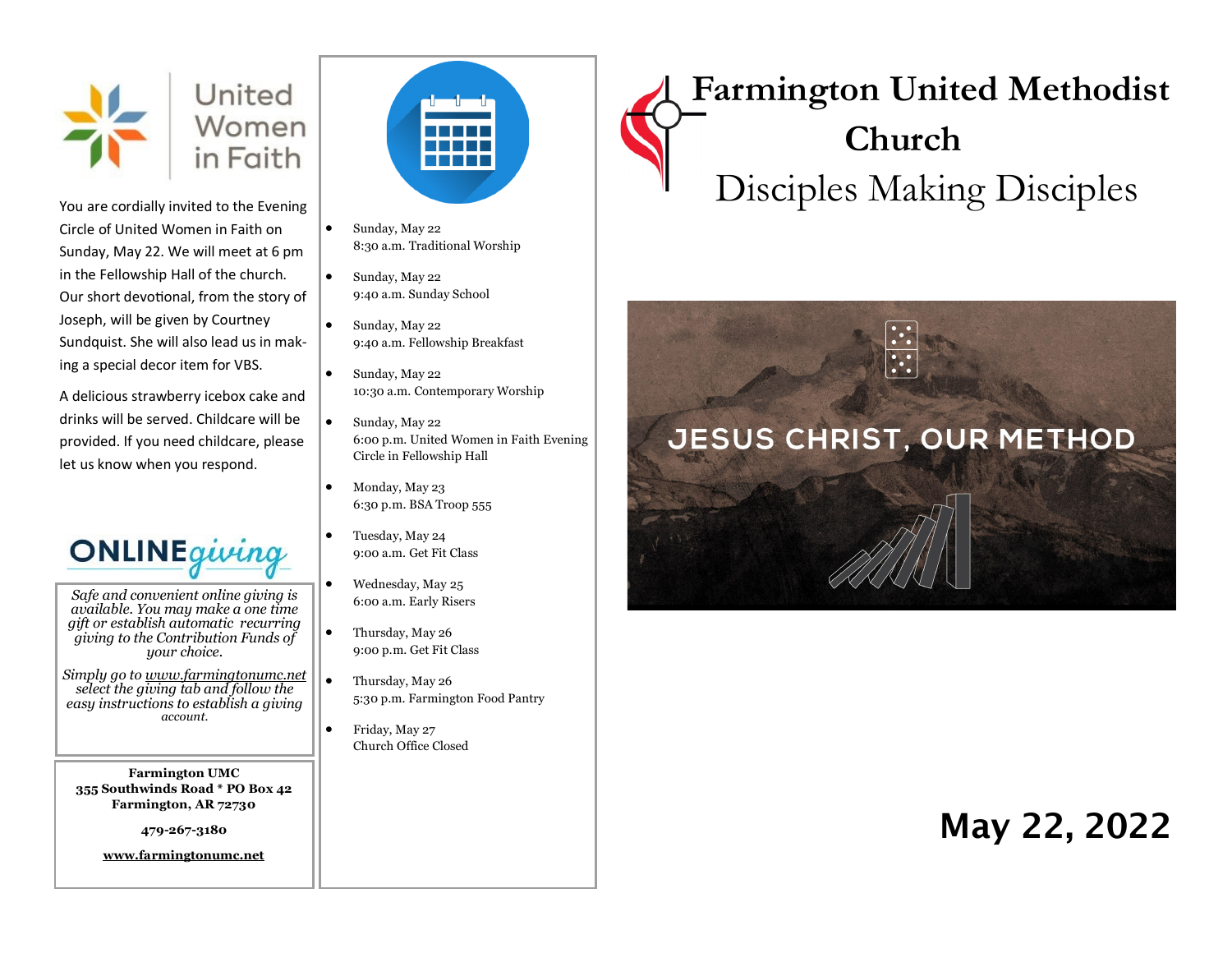United Women in Faith

You are cordially invited to the Evening Circle of United Women in Faith on Sunday, May 22. We will meet at 6 pm in the Fellowship Hall of the church. Our short devotional, from the story of Joseph, will be given by Courtney Sundquist. She will also lead us in making a special decor item for VBS.

A delicious strawberry icebox cake and drinks will be served. Childcare will be provided. If you need childcare, please let us know when you respond.

**ONLINE** *giving*

*Safe and convenient online giving is available. You may make a one time gift or establish automatic recurring giving to the Contribution Funds of your choice.*

*Simply go to [www.farmingtonumc.net](www.farmingtonumc.net) select the giving tab and follow the easy instructions to establish a giving account.*

**Farmington UMC**
**355 Southwinds Road \* PO Box 42**
**Farmington, AR 72730**

**479-267-3180**

**[www.farmingtonumc.net](www.farmingtonumc.net)**

- Sunday, May 22
  8:30 a.m. Traditional Worship
- Sunday, May 22
  9:40 a.m. Sunday School
- Sunday, May 22
  9:40 a.m. Fellowship Breakfast
- Sunday, May 22
  10:30 a.m. Contemporary Worship
- Sunday, May 22
  6:00 p.m. United Women in Faith Evening Circle in Fellowship Hall
- Monday, May 23
  6:30 p.m. BSA Troop 555
- Tuesday, May 24
  9:00 a.m. Get Fit Class
- Wednesday, May 25
  6:00 a.m. Early Risers
- Thursday, May 26
  9:00 p.m. Get Fit Class
- Thursday, May 26
  5:30 p.m. Farmington Food Pantry
- Friday, May 27
  Church Office Closed

# Farmington United Methodist Church

## Disciples Making Disciples

JESUS CHRIST, OUR METHOD

## May 22, 2022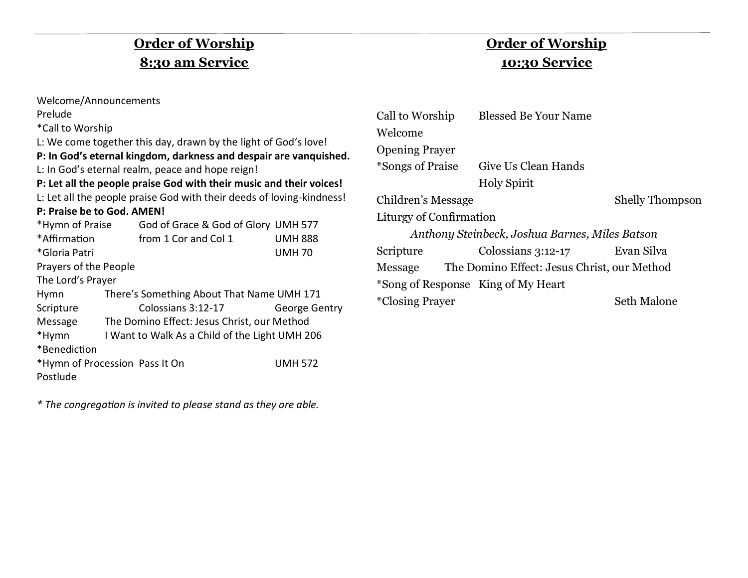## Order of Worship
## 8:30 am Service

Welcome/Announcements
Prelude
*Call to Worship
L: We come together this day, drawn by the light of God's love!
**P: In God's eternal kingdom, darkness and despair are vanquished.**
L: In God's eternal realm, peace and hope reign!
**P: Let all the people praise God with their music and their voices!**
L: Let all the people praise God with their deeds of loving-kindness!
**P: Praise be to God. AMEN!**

| | | |
|---|---|---|
| *Hymn of Praise | God of Grace & God of Glory | UMH 577 |
| *Affirmation | from 1 Cor and Col 1 | UMH 888 |
| *Gloria Patri | | UMH 70 |

Prayers of the People
The Lord's Prayer

| | | |
|---|---|---|
| Hymn | There's Something About That Name | UMH 171 |
| Scripture | Colossians 3:12-17 | George Gentry |
| Message | The Domino Effect: Jesus Christ, our Method | |
| *Hymn | I Want to Walk As a Child of the Light | UMH 206 |
| *Benediction | | |
| *Hymn of Procession | Pass It On | UMH 572 |

Postlude

*\* The congregation is invited to please stand as they are able.*

## Order of Worship
## 10:30 Service

| | | |
|---|---|---|
| Call to Worship | Blessed Be Your Name | |
| Welcome | | |
| Opening Prayer | | |
| *Songs of Praise | Give Us Clean Hands | |
| | Holy Spirit | |
| Children's Message | | Shelly Thompson |
| Liturgy of Confirmation | | |

*Anthony Steinbeck, Joshua Barnes, Miles Batson*

| | | |
|---|---|---|
| Scripture | Colossians 3:12-17 | Evan Silva |
| Message | The Domino Effect: Jesus Christ, our Method | |
| *Song of Response | King of My Heart | |
| *Closing Prayer | | Seth Malone |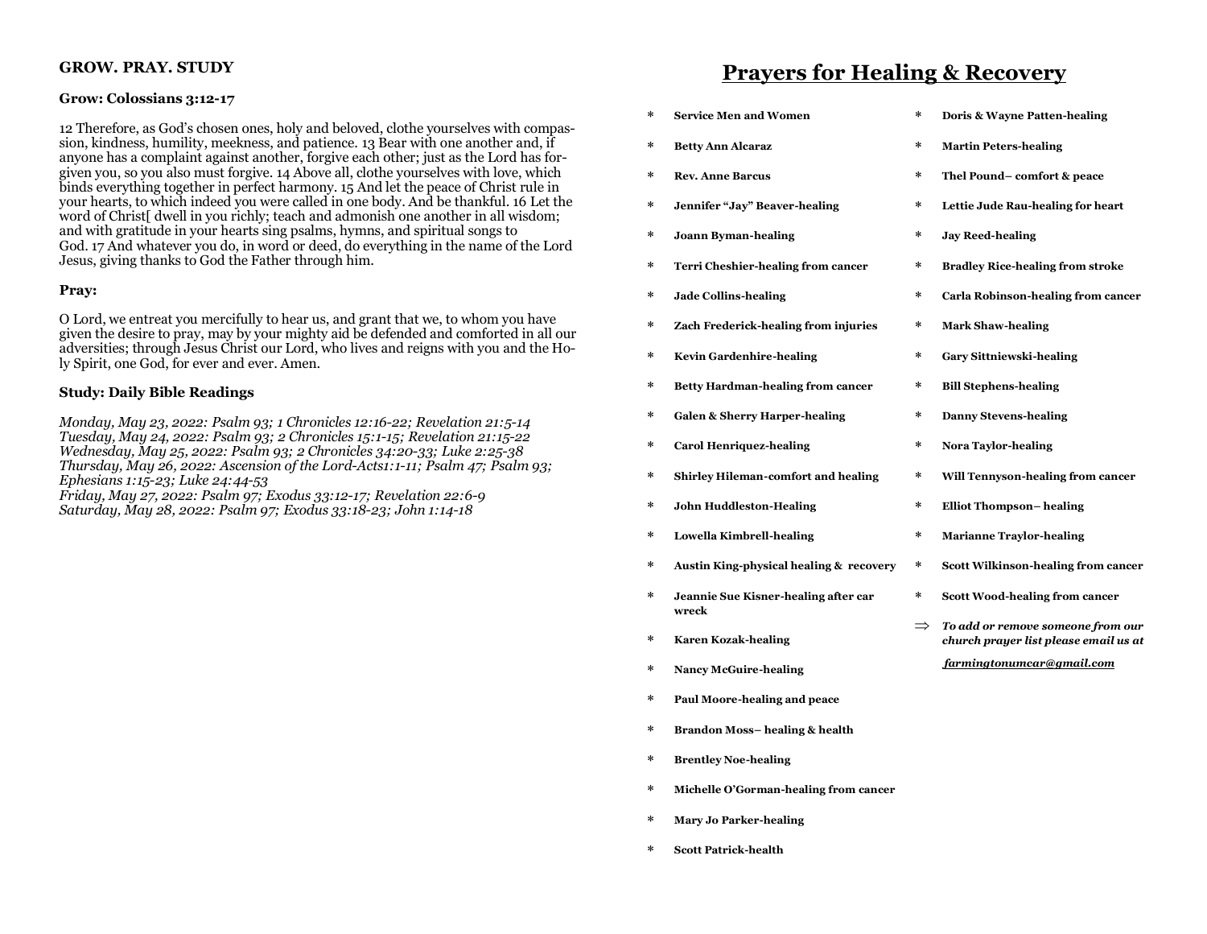**GROW. PRAY. STUDY**

**Grow: Colossians 3:12-17**

12 Therefore, as God's chosen ones, holy and beloved, clothe yourselves with compassion, kindness, humility, meekness, and patience. 13 Bear with one another and, if anyone has a complaint against another, forgive each other; just as the Lord has forgiven you, so you also must forgive. 14 Above all, clothe yourselves with love, which binds everything together in perfect harmony. 15 And let the peace of Christ rule in your hearts, to which indeed you were called in one body. And be thankful. 16 Let the word of Christ[ dwell in you richly; teach and admonish one another in all wisdom; and with gratitude in your hearts sing psalms, hymns, and spiritual songs to God. 17 And whatever you do, in word or deed, do everything in the name of the Lord Jesus, giving thanks to God the Father through him.

**Pray:**

O Lord, we entreat you mercifully to hear us, and grant that we, to whom you have given the desire to pray, may by your mighty aid be defended and comforted in all our adversities; through Jesus Christ our Lord, who lives and reigns with you and the Holy Spirit, one God, for ever and ever. Amen.

**Study: Daily Bible Readings**

*Monday, May 23, 2022: Psalm 93; 1 Chronicles 12:16-22; Revelation 21:5-14*
*Tuesday, May 24, 2022: Psalm 93; 2 Chronicles 15:1-15; Revelation 21:15-22*
*Wednesday, May 25, 2022: Psalm 93; 2 Chronicles 34:20-33; Luke 2:25-38*
*Thursday, May 26, 2022: Ascension of the Lord-Acts1:1-11; Psalm 47; Psalm 93; Ephesians 1:15-23; Luke 24:44-53*
*Friday, May 27, 2022: Psalm 97; Exodus 33:12-17; Revelation 22:6-9*
*Saturday, May 28, 2022: Psalm 97; Exodus 33:18-23; John 1:14-18*

# Prayers for Healing & Recovery

* **Service Men and Women**
* **Betty Ann Alcaraz**
* **Rev. Anne Barcus**
* **Jennifer "Jay" Beaver-healing**
* **Joann Byman-healing**
* **Terri Cheshier-healing from cancer**
* **Jade Collins-healing**
* **Zach Frederick-healing from injuries**
* **Kevin Gardenhire-healing**
* **Betty Hardman-healing from cancer**
* **Galen & Sherry Harper-healing**
* **Carol Henriquez-healing**
* **Shirley Hileman-comfort and healing**
* **John Huddleston-Healing**
* **Lowella Kimbrell-healing**
* **Austin King-physical healing & recovery**
* **Jeannie Sue Kisner-healing after car wreck**
* **Karen Kozak-healing**
* **Nancy McGuire-healing**
* **Paul Moore-healing and peace**
* **Brandon Moss– healing & health**
* **Brentley Noe-healing**
* **Michelle O'Gorman-healing from cancer**
* **Mary Jo Parker-healing**
* **Scott Patrick-health**
* **Doris & Wayne Patten-healing**
* **Martin Peters-healing**
* **Thel Pound– comfort & peace**
* **Lettie Jude Rau-healing for heart**
* **Jay Reed-healing**
* **Bradley Rice-healing from stroke**
* **Carla Robinson-healing from cancer**
* **Mark Shaw-healing**
* **Gary Sittniewski-healing**
* **Bill Stephens-healing**
* **Danny Stevens-healing**
* **Nora Taylor-healing**
* **Will Tennyson-healing from cancer**
* **Elliot Thompson– healing**
* **Marianne Traylor-healing**
* **Scott Wilkinson-healing from cancer**
* **Scott Wood-healing from cancer**

⇒ ***To add or remove someone from our church prayer list please email us at farmingtonumcar@gmail.com***